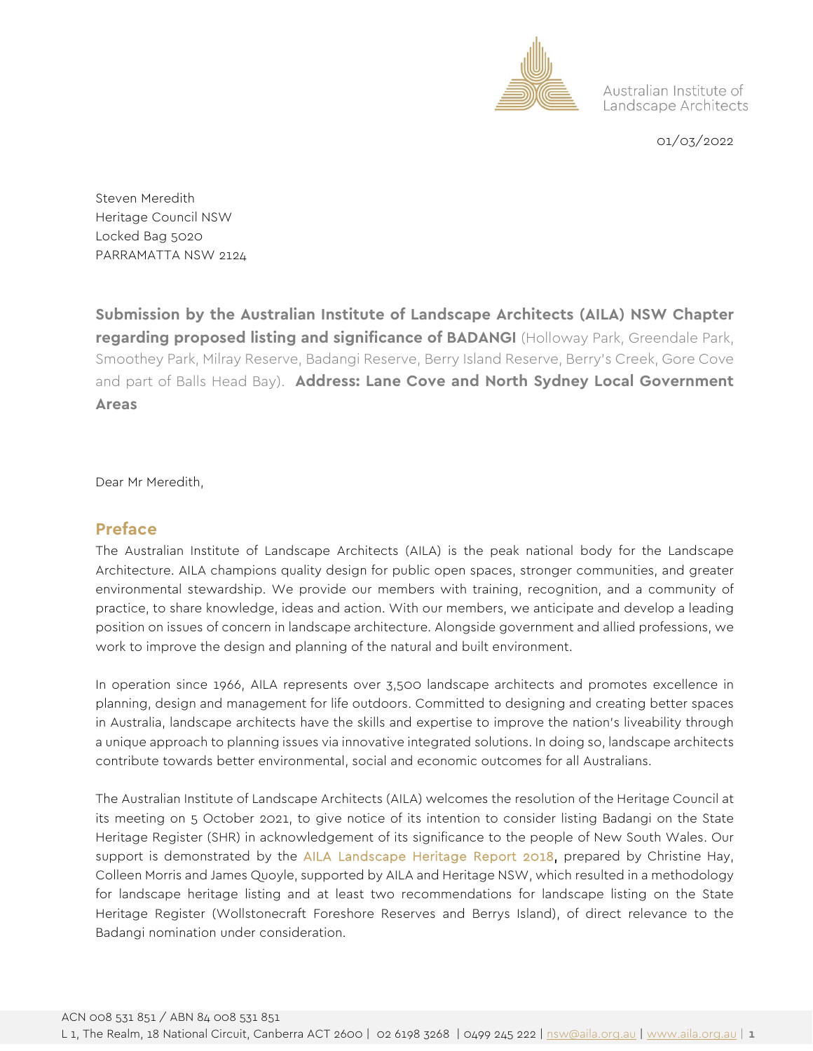Australian Institute of Landscape Architects

01/03/2022

Steven Meredith
Heritage Council NSW
Locked Bag 5020
PARRAMATTA NSW 2124

**Submission by the Australian Institute of Landscape Architects (AILA) NSW Chapter regarding proposed listing and significance of BADANGI** (Holloway Park, Greendale Park, Smoothey Park, Milray Reserve, Badangi Reserve, Berry Island Reserve, Berry's Creek, Gore Cove and part of Balls Head Bay). **Address: Lane Cove and North Sydney Local Government Areas**

Dear Mr Meredith,

## Preface

The Australian Institute of Landscape Architects (AILA) is the peak national body for the Landscape Architecture. AILA champions quality design for public open spaces, stronger communities, and greater environmental stewardship. We provide our members with training, recognition, and a community of practice, to share knowledge, ideas and action. With our members, we anticipate and develop a leading position on issues of concern in landscape architecture. Alongside government and allied professions, we work to improve the design and planning of the natural and built environment.

In operation since 1966, AILA represents over 3,500 landscape architects and promotes excellence in planning, design and management for life outdoors. Committed to designing and creating better spaces in Australia, landscape architects have the skills and expertise to improve the nation's liveability through a unique approach to planning issues via innovative integrated solutions. In doing so, landscape architects contribute towards better environmental, social and economic outcomes for all Australians.

The Australian Institute of Landscape Architects (AILA) welcomes the resolution of the Heritage Council at its meeting on 5 October 2021, to give notice of its intention to consider listing Badangi on the State Heritage Register (SHR) in acknowledgement of its significance to the people of New South Wales. Our support is demonstrated by the AILA Landscape Heritage Report 2018, prepared by Christine Hay, Colleen Morris and James Quoyle, supported by AILA and Heritage NSW, which resulted in a methodology for landscape heritage listing and at least two recommendations for landscape listing on the State Heritage Register (Wollstonecraft Foreshore Reserves and Berrys Island), of direct relevance to the Badangi nomination under consideration.

ACN 008 531 851 / ABN 84 008 531 851
L 1, The Realm, 18 National Circuit, Canberra ACT 2600 | 02 6198 3268 | 0499 245 222 | nsw@aila.org.au | www.aila.org.au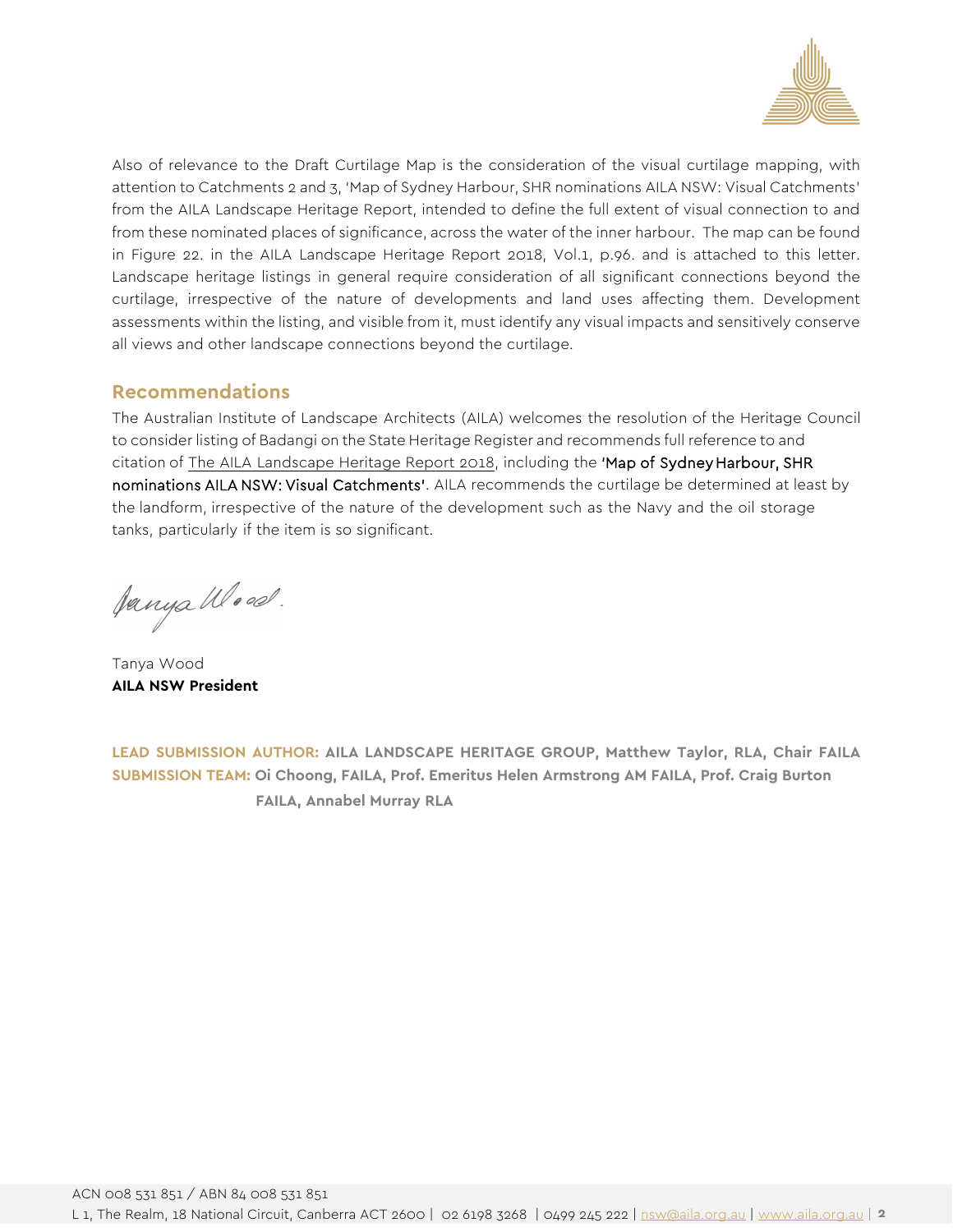Also of relevance to the Draft Curtilage Map is the consideration of the visual curtilage mapping, with attention to Catchments 2 and 3, 'Map of Sydney Harbour, SHR nominations AILA NSW: Visual Catchments' from the AILA Landscape Heritage Report, intended to define the full extent of visual connection to and from these nominated places of significance, across the water of the inner harbour. The map can be found in Figure 22. in the AILA Landscape Heritage Report 2018, Vol.1, p.96. and is attached to this letter. Landscape heritage listings in general require consideration of all significant connections beyond the curtilage, irrespective of the nature of developments and land uses affecting them. Development assessments within the listing, and visible from it, must identify any visual impacts and sensitively conserve all views and other landscape connections beyond the curtilage.

## Recommendations

The Australian Institute of Landscape Architects (AILA) welcomes the resolution of the Heritage Council to consider listing of Badangi on the State Heritage Register and recommends full reference to and citation of The AILA Landscape Heritage Report 2018, including the 'Map of Sydney Harbour, SHR nominations AILA NSW: Visual Catchments'. AILA recommends the curtilage be determined at least by the landform, irrespective of the nature of the development such as the Navy and the oil storage tanks, particularly if the item is so significant.

Tanya Wood
**AILA NSW President**

**LEAD SUBMISSION AUTHOR: AILA LANDSCAPE HERITAGE GROUP, Matthew Taylor, RLA, Chair FAILA**
**SUBMISSION TEAM: Oi Choong, FAILA, Prof. Emeritus Helen Armstrong AM FAILA, Prof. Craig Burton FAILA, Annabel Murray RLA**

ACN 008 531 851 / ABN 84 008 531 851
L 1, The Realm, 18 National Circuit, Canberra ACT 2600 | 02 6198 3268 | 0499 245 222 | nsw@aila.org.au | www.aila.org.au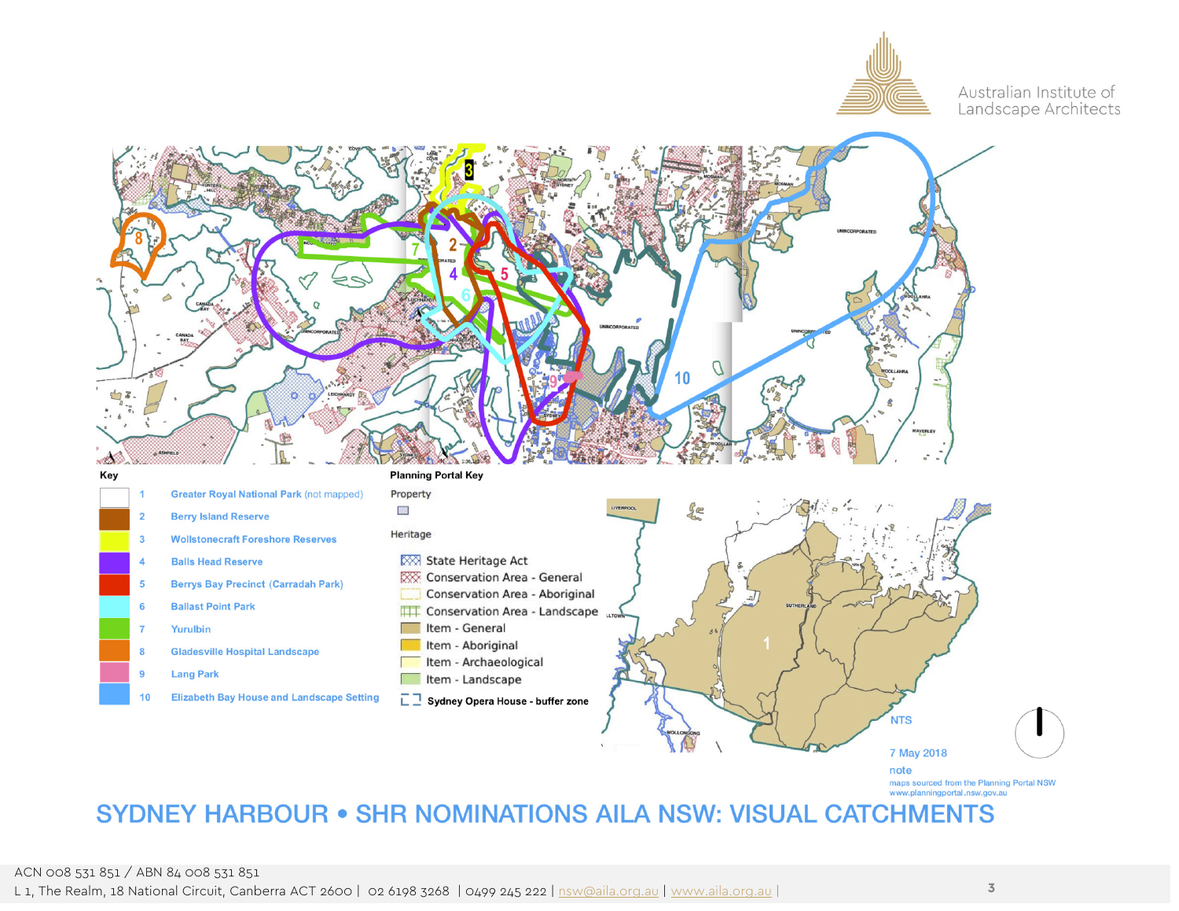Australian Institute of Landscape Architects

Key

| | | |
|---|---|---|
| 1 | Greater Royal National Park (not mapped) |
| 2 | Berry Island Reserve |
| 3 | Wollstonecraft Foreshore Reserves |
| 4 | Balls Head Reserve |
| 5 | Berrys Bay Precinct (Carradah Park) |
| 6 | Ballast Point Park |
| 7 | Yurulbin |
| 8 | Gladesville Hospital Landscape |
| 9 | Lang Park |
| 10 | Elizabeth Bay House and Landscape Setting |

Planning Portal Key

Property

Heritage

- State Heritage Act
- Conservation Area - General
- Conservation Area - Aboriginal
- Conservation Area - Landscape
- Item - General
- Item - Aboriginal
- Item - Archaeological
- Item - Landscape
- Sydney Opera House - buffer zone

NTS

7 May 2018

note

maps sourced from the Planning Portal NSW
www.planningportal.nsw.gov.au

# SYDNEY HARBOUR • SHR NOMINATIONS AILA NSW: VISUAL CATCHMENTS

ACN 008 531 851 / ABN 84 008 531 851
L 1, The Realm, 18 National Circuit, Canberra ACT 2600 | 02 6198 3268 | 0499 245 222 | nsw@aila.org.au | www.aila.org.au |